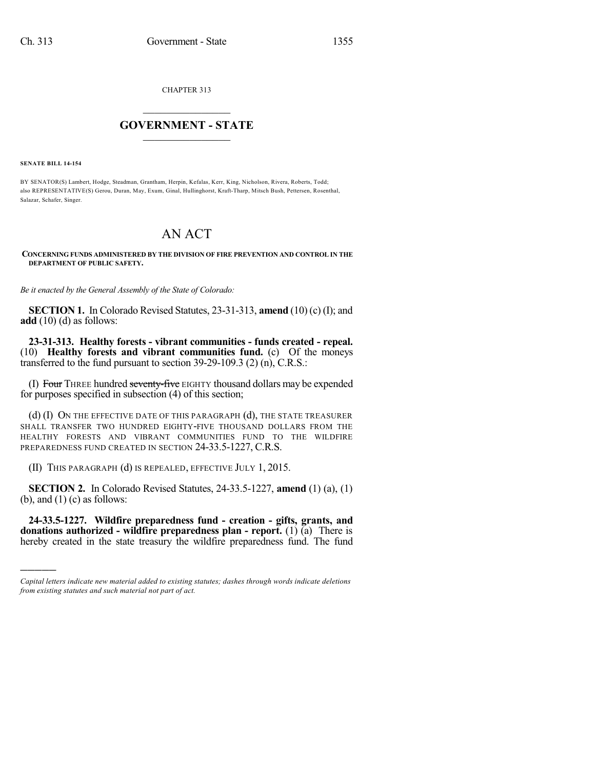CHAPTER 313

# GOVERNMENT - STATE

**SENATE BILL 14-154**

BY SENATOR(S) Lambert, Hodge, Steadman, Grantham, Herpin, Kefalas, Kerr, King, Nicholson, Rivera, Roberts, Todd;
also REPRESENTATIVE(S) Gerou, Duran, May, Exum, Ginal, Hullinghorst, Kraft-Tharp, Mitsch Bush, Pettersen, Rosenthal, Salazar, Schafer, Singer.

# AN ACT

**CONCERNING FUNDS ADMINISTERED BY THE DIVISION OF FIRE PREVENTION AND CONTROL IN THE DEPARTMENT OF PUBLIC SAFETY.**

*Be it enacted by the General Assembly of the State of Colorado:*

**SECTION 1.** In Colorado Revised Statutes, 23-31-313, **amend** (10) (c) (I); and **add** (10) (d) as follows:

**23-31-313. Healthy forests - vibrant communities - funds created - repeal.** (10) **Healthy forests and vibrant communities fund.** (c) Of the moneys transferred to the fund pursuant to section 39-29-109.3 (2) (n), C.R.S.:

(I) ~~Four~~ THREE hundred ~~seventy-five~~ EIGHTY thousand dollars may be expended for purposes specified in subsection (4) of this section;

(d) (I) ON THE EFFECTIVE DATE OF THIS PARAGRAPH (d), THE STATE TREASURER SHALL TRANSFER TWO HUNDRED EIGHTY-FIVE THOUSAND DOLLARS FROM THE HEALTHY FORESTS AND VIBRANT COMMUNITIES FUND TO THE WILDFIRE PREPAREDNESS FUND CREATED IN SECTION 24-33.5-1227, C.R.S.

(II) THIS PARAGRAPH (d) IS REPEALED, EFFECTIVE JULY 1, 2015.

**SECTION 2.** In Colorado Revised Statutes, 24-33.5-1227, **amend** (1) (a), (1) (b), and (1) (c) as follows:

**24-33.5-1227. Wildfire preparedness fund - creation - gifts, grants, and donations authorized - wildfire preparedness plan - report.** (1) (a) There is hereby created in the state treasury the wildfire preparedness fund. The fund

---

*Capital letters indicate new material added to existing statutes; dashes through words indicate deletions from existing statutes and such material not part of act.*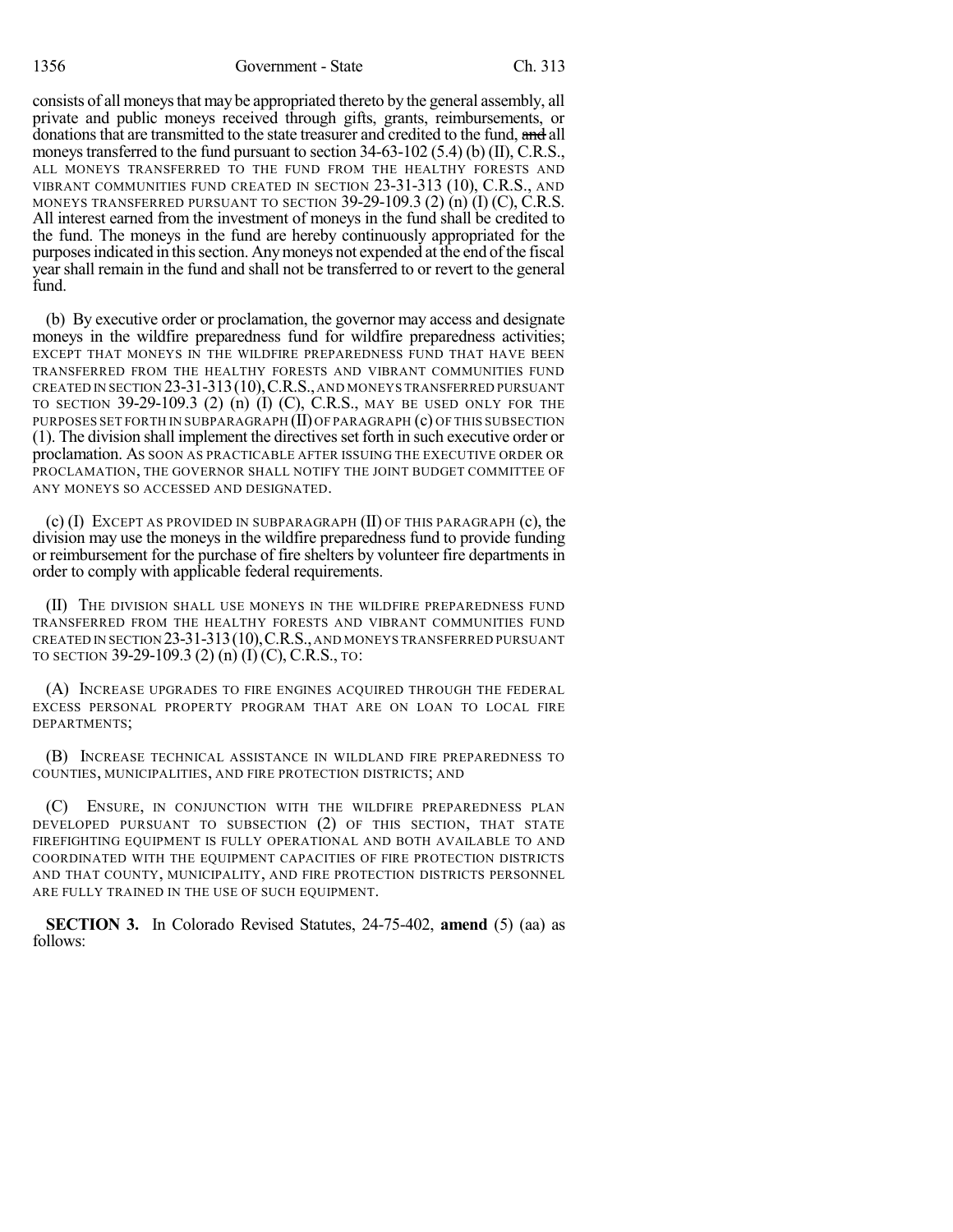consists of all moneys that may be appropriated thereto by the general assembly, all private and public moneys received through gifts, grants, reimbursements, or donations that are transmitted to the state treasurer and credited to the fund, ~~and~~ all moneys transferred to the fund pursuant to section 34-63-102 (5.4) (b) (II), C.R.S., ALL MONEYS TRANSFERRED TO THE FUND FROM THE HEALTHY FORESTS AND VIBRANT COMMUNITIES FUND CREATED IN SECTION 23-31-313 (10), C.R.S., AND MONEYS TRANSFERRED PURSUANT TO SECTION 39-29-109.3 (2) (n) (I) (C), C.R.S. All interest earned from the investment of moneys in the fund shall be credited to the fund. The moneys in the fund are hereby continuously appropriated for the purposes indicated in this section. Any moneys not expended at the end of the fiscal year shall remain in the fund and shall not be transferred to or revert to the general fund.

(b) By executive order or proclamation, the governor may access and designate moneys in the wildfire preparedness fund for wildfire preparedness activities; EXCEPT THAT MONEYS IN THE WILDFIRE PREPAREDNESS FUND THAT HAVE BEEN TRANSFERRED FROM THE HEALTHY FORESTS AND VIBRANT COMMUNITIES FUND CREATED IN SECTION 23-31-313 (10), C.R.S., AND MONEYS TRANSFERRED PURSUANT TO SECTION 39-29-109.3 (2) (n) (I) (C), C.R.S., MAY BE USED ONLY FOR THE PURPOSES SET FORTH IN SUBPARAGRAPH (II) OF PARAGRAPH (c) OF THIS SUBSECTION (1). The division shall implement the directives set forth in such executive order or proclamation. AS SOON AS PRACTICABLE AFTER ISSUING THE EXECUTIVE ORDER OR PROCLAMATION, THE GOVERNOR SHALL NOTIFY THE JOINT BUDGET COMMITTEE OF ANY MONEYS SO ACCESSED AND DESIGNATED.

(c) (I) EXCEPT AS PROVIDED IN SUBPARAGRAPH (II) OF THIS PARAGRAPH (c), the division may use the moneys in the wildfire preparedness fund to provide funding or reimbursement for the purchase of fire shelters by volunteer fire departments in order to comply with applicable federal requirements.

(II) THE DIVISION SHALL USE MONEYS IN THE WILDFIRE PREPAREDNESS FUND TRANSFERRED FROM THE HEALTHY FORESTS AND VIBRANT COMMUNITIES FUND CREATED IN SECTION 23-31-313 (10), C.R.S., AND MONEYS TRANSFERRED PURSUANT TO SECTION 39-29-109.3 (2) (n) (I) (C), C.R.S., TO:

(A) INCREASE UPGRADES TO FIRE ENGINES ACQUIRED THROUGH THE FEDERAL EXCESS PERSONAL PROPERTY PROGRAM THAT ARE ON LOAN TO LOCAL FIRE DEPARTMENTS;

(B) INCREASE TECHNICAL ASSISTANCE IN WILDLAND FIRE PREPAREDNESS TO COUNTIES, MUNICIPALITIES, AND FIRE PROTECTION DISTRICTS; AND

(C) ENSURE, IN CONJUNCTION WITH THE WILDFIRE PREPAREDNESS PLAN DEVELOPED PURSUANT TO SUBSECTION (2) OF THIS SECTION, THAT STATE FIREFIGHTING EQUIPMENT IS FULLY OPERATIONAL AND BOTH AVAILABLE TO AND COORDINATED WITH THE EQUIPMENT CAPACITIES OF FIRE PROTECTION DISTRICTS AND THAT COUNTY, MUNICIPALITY, AND FIRE PROTECTION DISTRICTS PERSONNEL ARE FULLY TRAINED IN THE USE OF SUCH EQUIPMENT.

**SECTION 3.** In Colorado Revised Statutes, 24-75-402, **amend** (5) (aa) as follows: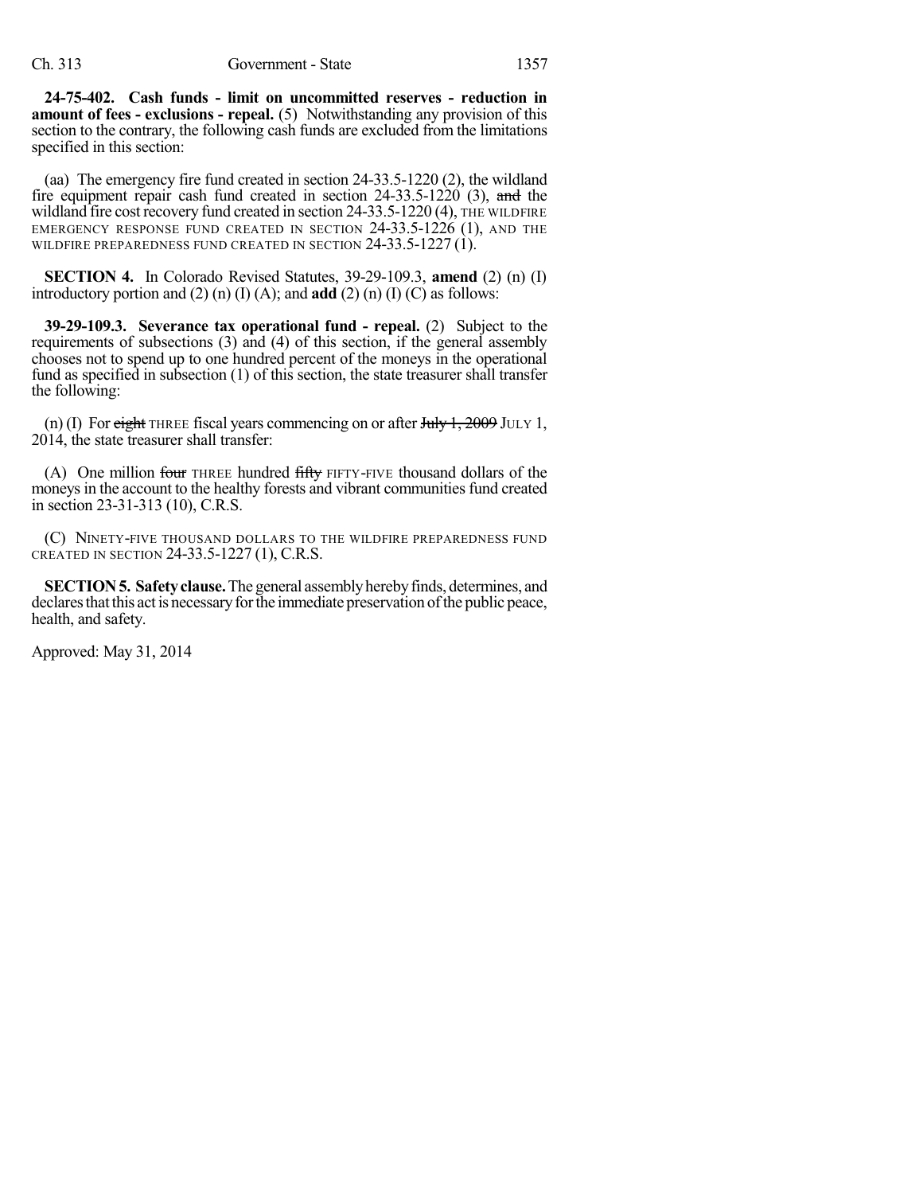**24-75-402. Cash funds - limit on uncommitted reserves - reduction in amount of fees - exclusions - repeal.** (5) Notwithstanding any provision of this section to the contrary, the following cash funds are excluded from the limitations specified in this section:

(aa) The emergency fire fund created in section 24-33.5-1220 (2), the wildland fire equipment repair cash fund created in section 24-33.5-1220 (3), ~~and~~ the wildland fire cost recovery fund created in section 24-33.5-1220 (4), THE WILDFIRE EMERGENCY RESPONSE FUND CREATED IN SECTION 24-33.5-1226 (1), AND THE WILDFIRE PREPAREDNESS FUND CREATED IN SECTION 24-33.5-1227 (1).

**SECTION 4.** In Colorado Revised Statutes, 39-29-109.3, **amend** (2) (n) (I) introductory portion and (2) (n) (I) (A); and **add** (2) (n) (I) (C) as follows:

**39-29-109.3. Severance tax operational fund - repeal.** (2) Subject to the requirements of subsections (3) and (4) of this section, if the general assembly chooses not to spend up to one hundred percent of the moneys in the operational fund as specified in subsection (1) of this section, the state treasurer shall transfer the following:

(n) (I) For ~~eight~~ THREE fiscal years commencing on or after ~~July 1, 2009~~ JULY 1, 2014, the state treasurer shall transfer:

(A) One million ~~four~~ THREE hundred ~~fifty~~ FIFTY-FIVE thousand dollars of the moneys in the account to the healthy forests and vibrant communities fund created in section 23-31-313 (10), C.R.S.

(C) NINETY-FIVE THOUSAND DOLLARS TO THE WILDFIRE PREPAREDNESS FUND CREATED IN SECTION 24-33.5-1227 (1), C.R.S.

**SECTION 5. Safety clause.** The general assembly hereby finds, determines, and declares that this act is necessary for the immediate preservation of the public peace, health, and safety.

Approved: May 31, 2014